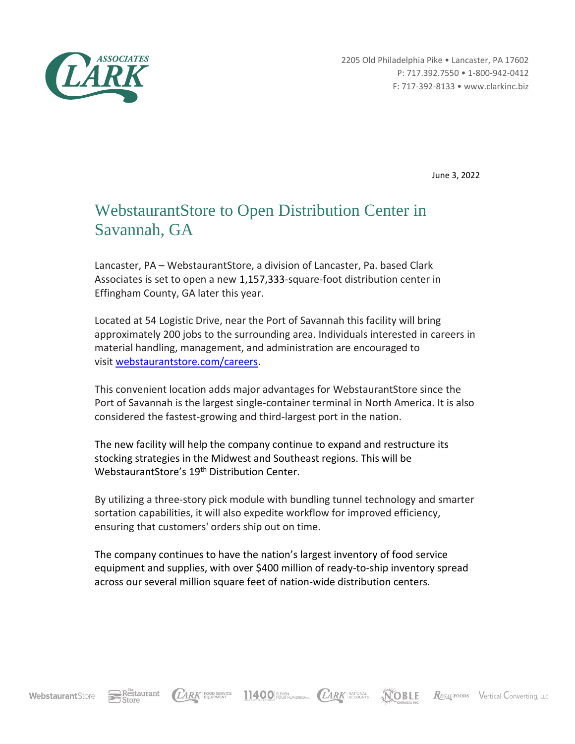2205 Old Philadelphia Pike • Lancaster, PA 17602
P: 717.392.7550 • 1-800-942-0412
F: 717-392-8133 • www.clarkinc.biz

June 3, 2022

# WebstaurantStore to Open Distribution Center in Savannah, GA

Lancaster, PA – WebstaurantStore, a division of Lancaster, Pa. based Clark Associates is set to open a new 1,157,333-square-foot distribution center in Effingham County, GA later this year.

Located at 54 Logistic Drive, near the Port of Savannah this facility will bring approximately 200 jobs to the surrounding area. Individuals interested in careers in material handling, management, and administration are encouraged to visit [webstaurantstore.com/careers](webstaurantstore.com/careers).

This convenient location adds major advantages for WebstaurantStore since the Port of Savannah is the largest single-container terminal in North America. It is also considered the fastest-growing and third-largest port in the nation.

The new facility will help the company continue to expand and restructure its stocking strategies in the Midwest and Southeast regions. This will be WebstaurantStore's 19th Distribution Center.

By utilizing a three-story pick module with bundling tunnel technology and smarter sortation capabilities, it will also expedite workflow for improved efficiency, ensuring that customers' orders ship out on time.

The company continues to have the nation's largest inventory of food service equipment and supplies, with over $400 million of ready-to-ship inventory spread across our several million square feet of nation-wide distribution centers.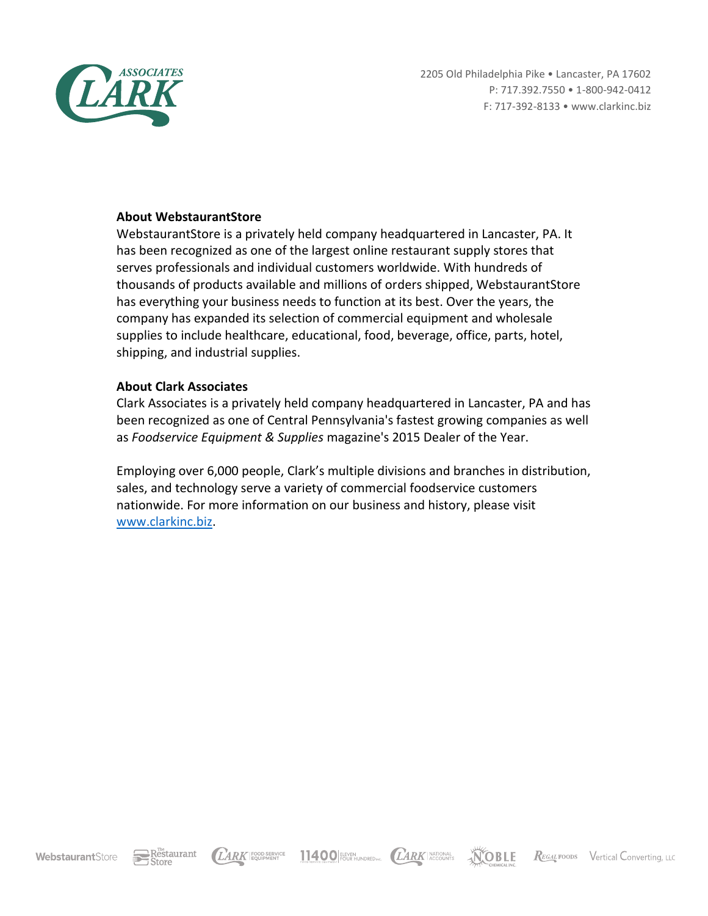2205 Old Philadelphia Pike • Lancaster, PA 17602
P: 717.392.7550 • 1-800-942-0412
F: 717-392-8133 • www.clarkinc.biz

**About WebstaurantStore**

WebstaurantStore is a privately held company headquartered in Lancaster, PA. It has been recognized as one of the largest online restaurant supply stores that serves professionals and individual customers worldwide. With hundreds of thousands of products available and millions of orders shipped, WebstaurantStore has everything your business needs to function at its best. Over the years, the company has expanded its selection of commercial equipment and wholesale supplies to include healthcare, educational, food, beverage, office, parts, hotel, shipping, and industrial supplies.

**About Clark Associates**

Clark Associates is a privately held company headquartered in Lancaster, PA and has been recognized as one of Central Pennsylvania's fastest growing companies as well as *Foodservice Equipment & Supplies* magazine's 2015 Dealer of the Year.

Employing over 6,000 people, Clark's multiple divisions and branches in distribution, sales, and technology serve a variety of commercial foodservice customers nationwide. For more information on our business and history, please visit www.clarkinc.biz.